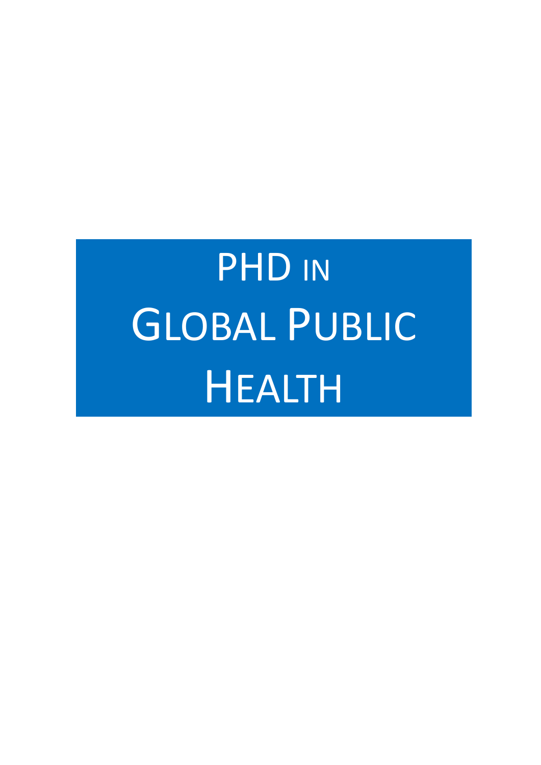# PHD IN GLOBAL PUBLIC HEALTH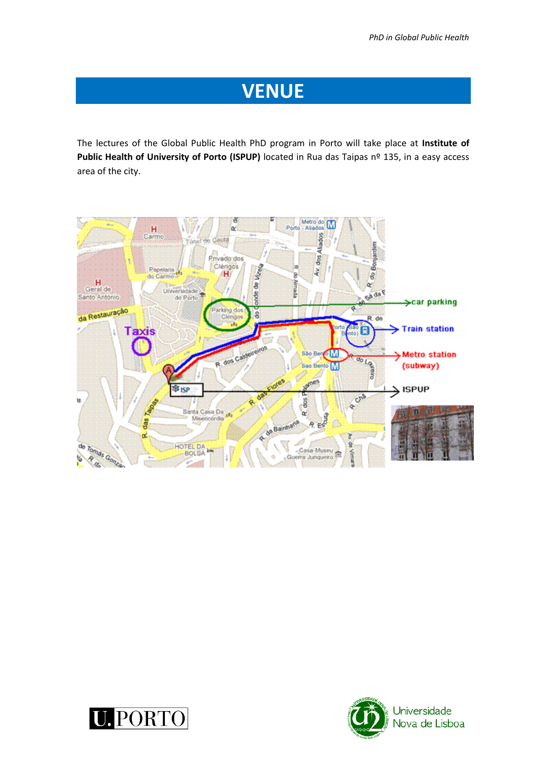# VENUE

The lectures of the Global Public Health PhD program in Porto will take place at **Institute of Public Health of University of Porto (ISPUP)** located in Rua das Taipas nº 135, in a easy access area of the city.

car parking

Train station

Metro station (subway)

ISPUP

Taxis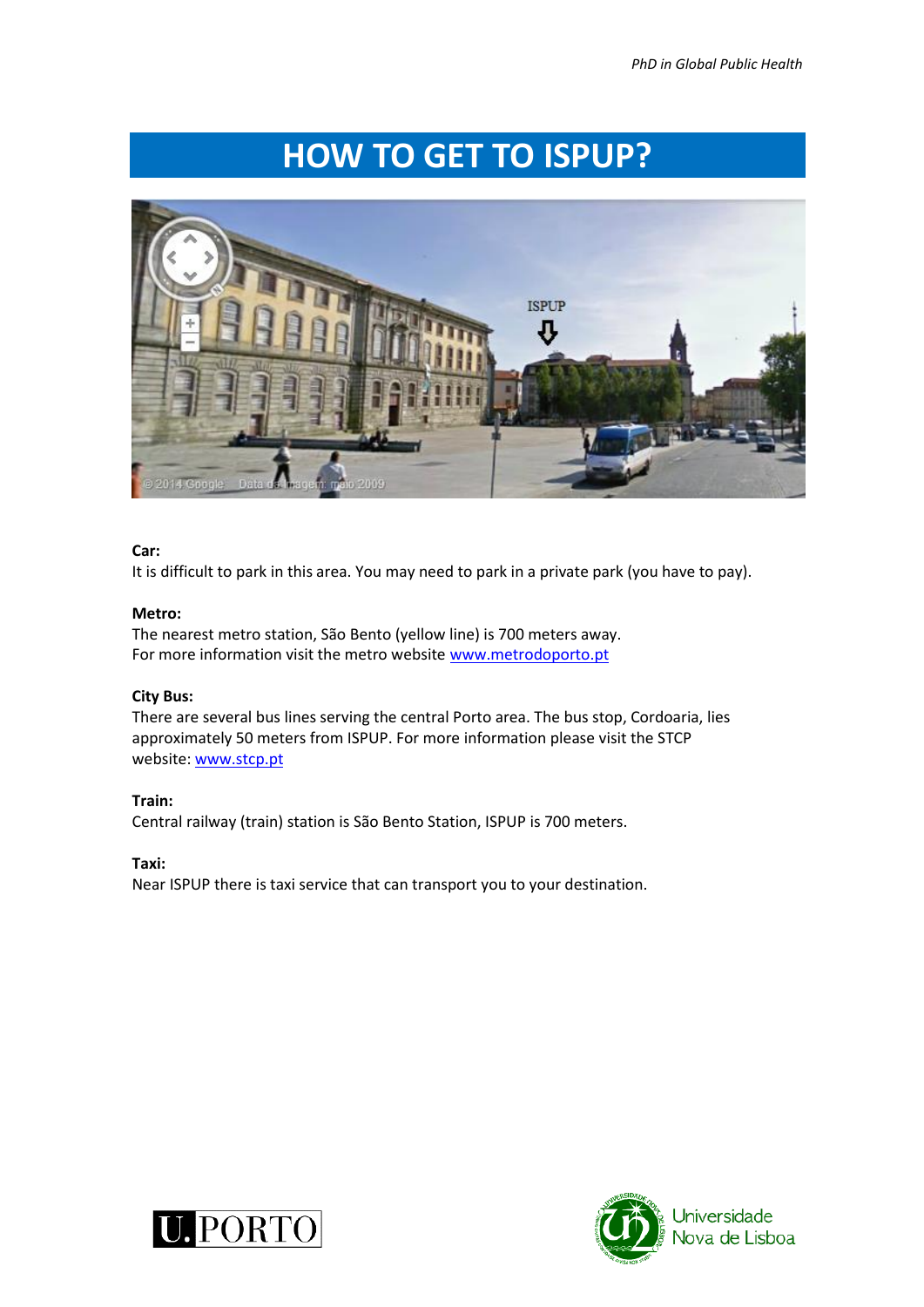# HOW TO GET TO ISPUP?

**Car:**
It is difficult to park in this area. You may need to park in a private park (you have to pay).

**Metro:**
The nearest metro station, São Bento (yellow line) is 700 meters away.
For more information visit the metro website www.metrodoporto.pt

**City Bus:**
There are several bus lines serving the central Porto area. The bus stop, Cordoaria, lies approximately 50 meters from ISPUP. For more information please visit the STCP website: www.stcp.pt

**Train:**
Central railway (train) station is São Bento Station, ISPUP is 700 meters.

**Taxi:**
Near ISPUP there is taxi service that can transport you to your destination.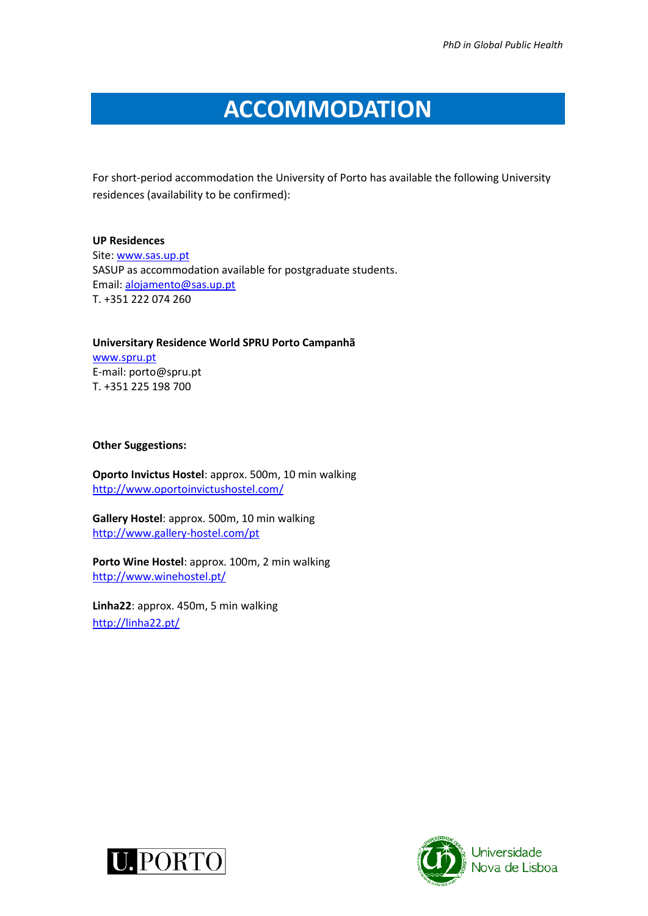# ACCOMMODATION

For short-period accommodation the University of Porto has available the following University residences (availability to be confirmed):

**UP Residences**
Site: www.sas.up.pt
SASUP as accommodation available for postgraduate students.
Email: alojamento@sas.up.pt
T. +351 222 074 260

**Universitary Residence World SPRU Porto Campanhã**
www.spru.pt
E-mail: porto@spru.pt
T. +351 225 198 700

**Other Suggestions:**

**Oporto Invictus Hostel**: approx. 500m, 10 min walking
http://www.oportoinvictushostel.com/

**Gallery Hostel**: approx. 500m, 10 min walking
http://www.gallery-hostel.com/pt

**Porto Wine Hostel**: approx. 100m, 2 min walking
http://www.winehostel.pt/

**Linha22**: approx. 450m, 5 min walking
http://linha22.pt/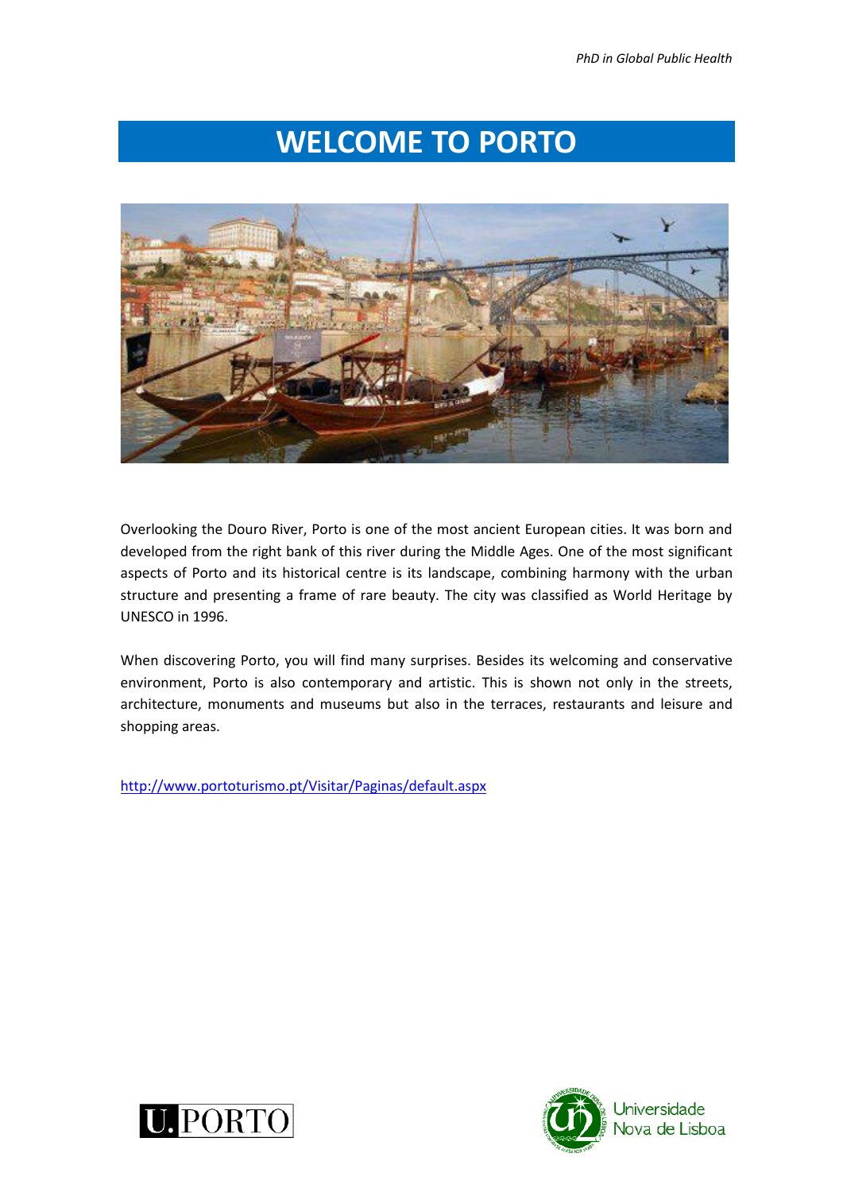# WELCOME TO PORTO

Overlooking the Douro River, Porto is one of the most ancient European cities. It was born and developed from the right bank of this river during the Middle Ages. One of the most significant aspects of Porto and its historical centre is its landscape, combining harmony with the urban structure and presenting a frame of rare beauty. The city was classified as World Heritage by UNESCO in 1996.

When discovering Porto, you will find many surprises. Besides its welcoming and conservative environment, Porto is also contemporary and artistic. This is shown not only in the streets, architecture, monuments and museums but also in the terraces, restaurants and leisure and shopping areas.

http://www.portoturismo.pt/Visitar/Paginas/default.aspx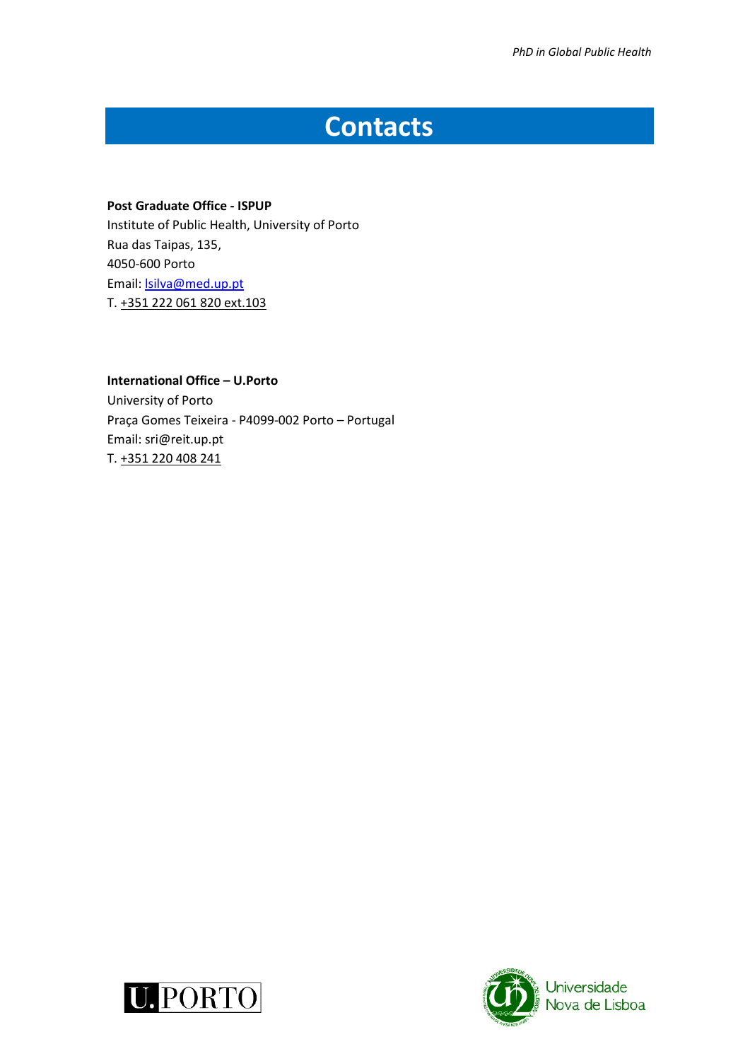# Contacts

**Post Graduate Office - ISPUP**
Institute of Public Health, University of Porto
Rua das Taipas, 135,
4050-600 Porto
Email: lsilva@med.up.pt
T. +351 222 061 820 ext.103

**International Office – U.Porto**
University of Porto
Praça Gomes Teixeira - P4099-002 Porto – Portugal
Email: sri@reit.up.pt
T. +351 220 408 241